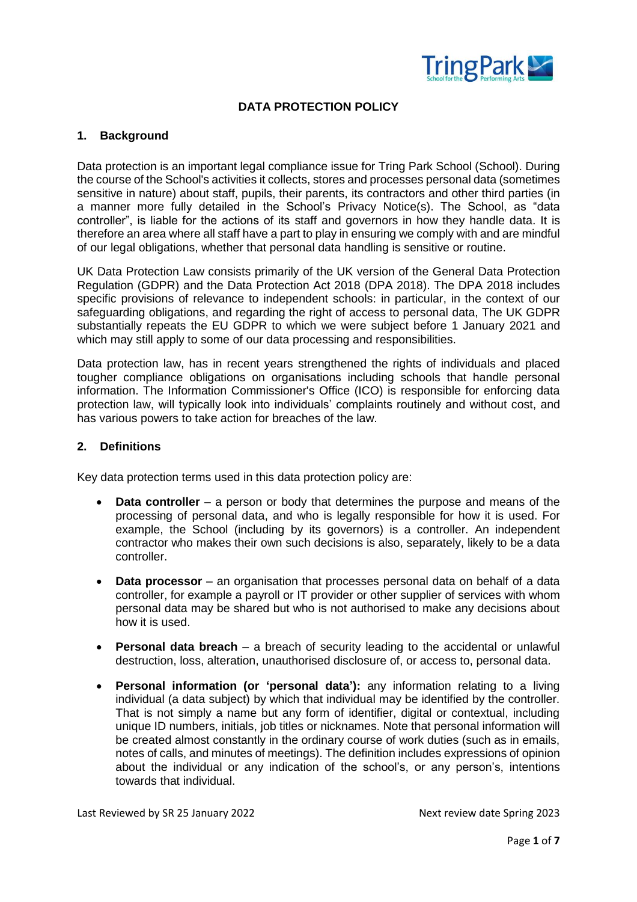# DATA PROTECTION POLICY

## 1. Background

Data protection is an important legal compliance issue for Tring Park School (School). During the course of the School's activities it collects, stores and processes personal data (sometimes sensitive in nature) about staff, pupils, their parents, its contractors and other third parties (in a manner more fully detailed in the School's Privacy Notice(s). The School, as "data controller", is liable for the actions of its staff and governors in how they handle data. It is therefore an area where all staff have a part to play in ensuring we comply with and are mindful of our legal obligations, whether that personal data handling is sensitive or routine.

UK Data Protection Law consists primarily of the UK version of the General Data Protection Regulation (GDPR) and the Data Protection Act 2018 (DPA 2018). The DPA 2018 includes specific provisions of relevance to independent schools: in particular, in the context of our safeguarding obligations, and regarding the right of access to personal data, The UK GDPR substantially repeats the EU GDPR to which we were subject before 1 January 2021 and which may still apply to some of our data processing and responsibilities.

Data protection law, has in recent years strengthened the rights of individuals and placed tougher compliance obligations on organisations including schools that handle personal information. The Information Commissioner's Office (ICO) is responsible for enforcing data protection law, will typically look into individuals' complaints routinely and without cost, and has various powers to take action for breaches of the law.

## 2. Definitions

Key data protection terms used in this data protection policy are:

- **Data controller** – a person or body that determines the purpose and means of the processing of personal data, and who is legally responsible for how it is used. For example, the School (including by its governors) is a controller. An independent contractor who makes their own such decisions is also, separately, likely to be a data controller.
- **Data processor** – an organisation that processes personal data on behalf of a data controller, for example a payroll or IT provider or other supplier of services with whom personal data may be shared but who is not authorised to make any decisions about how it is used.
- **Personal data breach** – a breach of security leading to the accidental or unlawful destruction, loss, alteration, unauthorised disclosure of, or access to, personal data.
- **Personal information (or 'personal data'):** any information relating to a living individual (a data subject) by which that individual may be identified by the controller. That is not simply a name but any form of identifier, digital or contextual, including unique ID numbers, initials, job titles or nicknames. Note that personal information will be created almost constantly in the ordinary course of work duties (such as in emails, notes of calls, and minutes of meetings). The definition includes expressions of opinion about the individual or any indication of the school's, or any person's, intentions towards that individual.

Last Reviewed by SR 25 January 2022 Next review date Spring 2023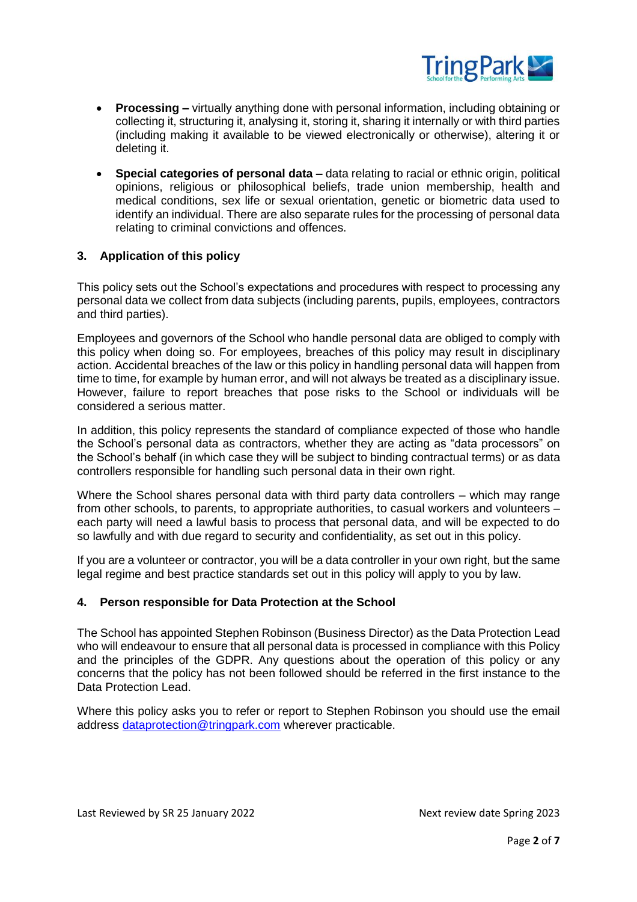- **Processing –** virtually anything done with personal information, including obtaining or collecting it, structuring it, analysing it, storing it, sharing it internally or with third parties (including making it available to be viewed electronically or otherwise), altering it or deleting it.

- **Special categories of personal data –** data relating to racial or ethnic origin, political opinions, religious or philosophical beliefs, trade union membership, health and medical conditions, sex life or sexual orientation, genetic or biometric data used to identify an individual. There are also separate rules for the processing of personal data relating to criminal convictions and offences.

## 3. Application of this policy

This policy sets out the School's expectations and procedures with respect to processing any personal data we collect from data subjects (including parents, pupils, employees, contractors and third parties).

Employees and governors of the School who handle personal data are obliged to comply with this policy when doing so. For employees, breaches of this policy may result in disciplinary action. Accidental breaches of the law or this policy in handling personal data will happen from time to time, for example by human error, and will not always be treated as a disciplinary issue. However, failure to report breaches that pose risks to the School or individuals will be considered a serious matter.

In addition, this policy represents the standard of compliance expected of those who handle the School's personal data as contractors, whether they are acting as "data processors" on the School's behalf (in which case they will be subject to binding contractual terms) or as data controllers responsible for handling such personal data in their own right.

Where the School shares personal data with third party data controllers – which may range from other schools, to parents, to appropriate authorities, to casual workers and volunteers – each party will need a lawful basis to process that personal data, and will be expected to do so lawfully and with due regard to security and confidentiality, as set out in this policy.

If you are a volunteer or contractor, you will be a data controller in your own right, but the same legal regime and best practice standards set out in this policy will apply to you by law.

## 4. Person responsible for Data Protection at the School

The School has appointed Stephen Robinson (Business Director) as the Data Protection Lead who will endeavour to ensure that all personal data is processed in compliance with this Policy and the principles of the GDPR. Any questions about the operation of this policy or any concerns that the policy has not been followed should be referred in the first instance to the Data Protection Lead.

Where this policy asks you to refer or report to Stephen Robinson you should use the email address dataprotection@tringpark.com wherever practicable.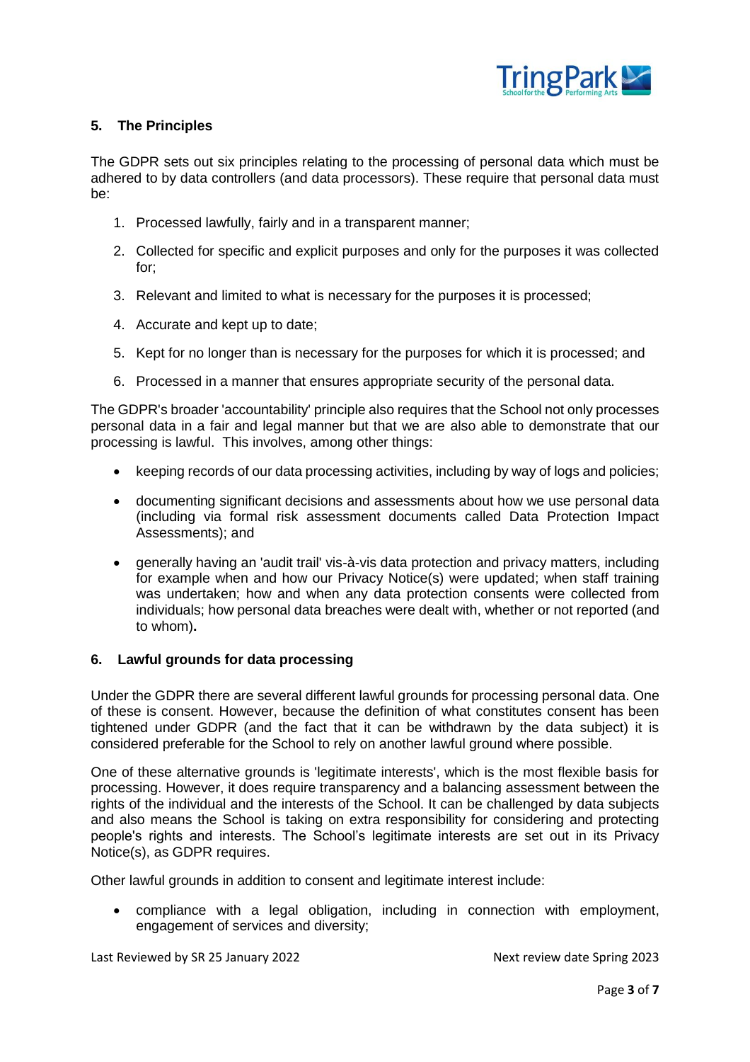## 5. The Principles

The GDPR sets out six principles relating to the processing of personal data which must be adhered to by data controllers (and data processors). These require that personal data must be:

1. Processed lawfully, fairly and in a transparent manner;
2. Collected for specific and explicit purposes and only for the purposes it was collected for;
3. Relevant and limited to what is necessary for the purposes it is processed;
4. Accurate and kept up to date;
5. Kept for no longer than is necessary for the purposes for which it is processed; and
6. Processed in a manner that ensures appropriate security of the personal data.

The GDPR's broader 'accountability' principle also requires that the School not only processes personal data in a fair and legal manner but that we are also able to demonstrate that our processing is lawful. This involves, among other things:

- keeping records of our data processing activities, including by way of logs and policies;
- documenting significant decisions and assessments about how we use personal data (including via formal risk assessment documents called Data Protection Impact Assessments); and
- generally having an 'audit trail' vis-à-vis data protection and privacy matters, including for example when and how our Privacy Notice(s) were updated; when staff training was undertaken; how and when any data protection consents were collected from individuals; how personal data breaches were dealt with, whether or not reported (and to whom).

## 6. Lawful grounds for data processing

Under the GDPR there are several different lawful grounds for processing personal data. One of these is consent. However, because the definition of what constitutes consent has been tightened under GDPR (and the fact that it can be withdrawn by the data subject) it is considered preferable for the School to rely on another lawful ground where possible.

One of these alternative grounds is 'legitimate interests', which is the most flexible basis for processing. However, it does require transparency and a balancing assessment between the rights of the individual and the interests of the School. It can be challenged by data subjects and also means the School is taking on extra responsibility for considering and protecting people's rights and interests. The School's legitimate interests are set out in its Privacy Notice(s), as GDPR requires.

Other lawful grounds in addition to consent and legitimate interest include:

- compliance with a legal obligation, including in connection with employment, engagement of services and diversity;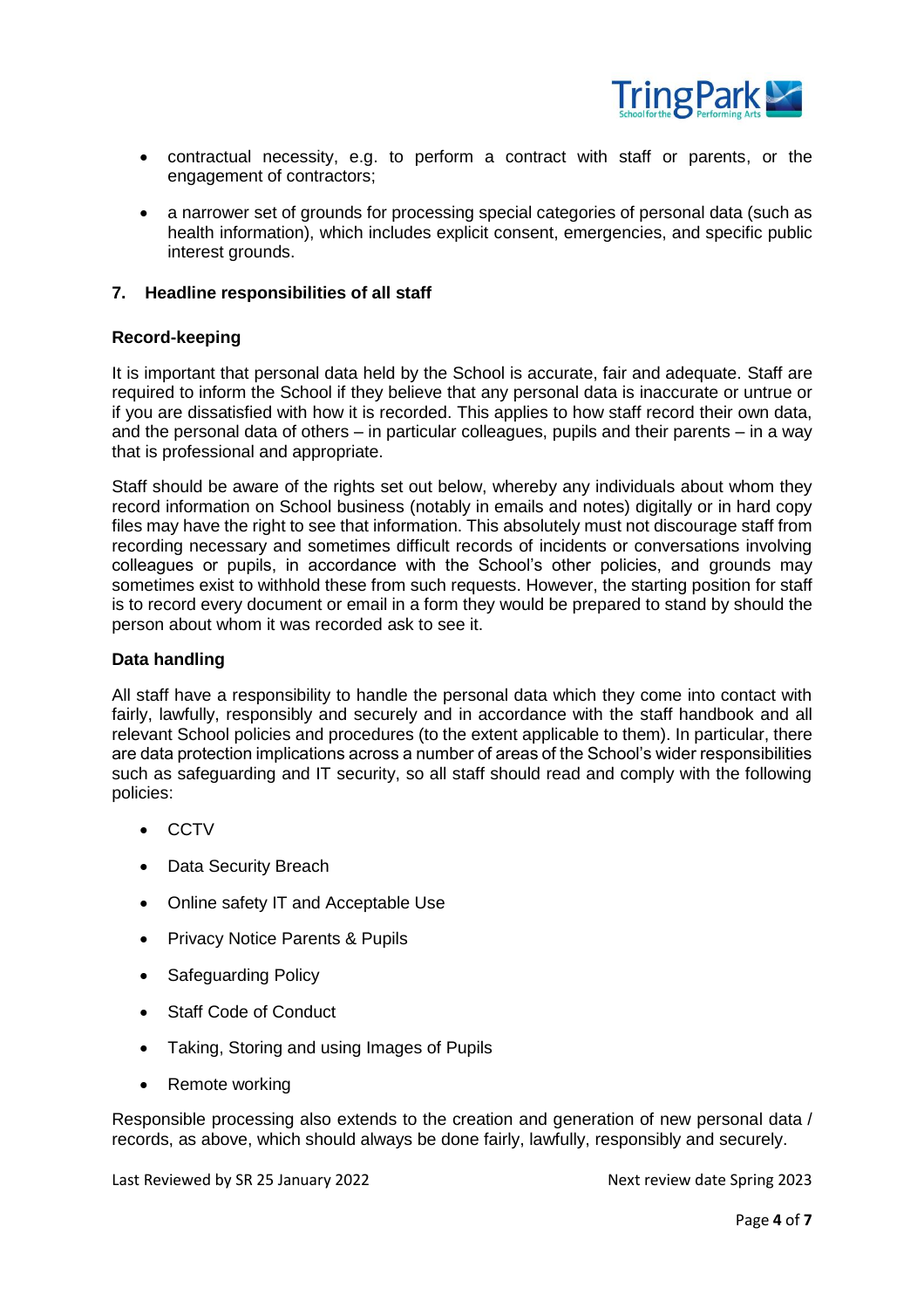- contractual necessity, e.g. to perform a contract with staff or parents, or the engagement of contractors;
- a narrower set of grounds for processing special categories of personal data (such as health information), which includes explicit consent, emergencies, and specific public interest grounds.

## 7. Headline responsibilities of all staff

### Record-keeping

It is important that personal data held by the School is accurate, fair and adequate. Staff are required to inform the School if they believe that any personal data is inaccurate or untrue or if you are dissatisfied with how it is recorded. This applies to how staff record their own data, and the personal data of others – in particular colleagues, pupils and their parents – in a way that is professional and appropriate.

Staff should be aware of the rights set out below, whereby any individuals about whom they record information on School business (notably in emails and notes) digitally or in hard copy files may have the right to see that information. This absolutely must not discourage staff from recording necessary and sometimes difficult records of incidents or conversations involving colleagues or pupils, in accordance with the School's other policies, and grounds may sometimes exist to withhold these from such requests. However, the starting position for staff is to record every document or email in a form they would be prepared to stand by should the person about whom it was recorded ask to see it.

### Data handling

All staff have a responsibility to handle the personal data which they come into contact with fairly, lawfully, responsibly and securely and in accordance with the staff handbook and all relevant School policies and procedures (to the extent applicable to them). In particular, there are data protection implications across a number of areas of the School's wider responsibilities such as safeguarding and IT security, so all staff should read and comply with the following policies:

- CCTV
- Data Security Breach
- Online safety IT and Acceptable Use
- Privacy Notice Parents & Pupils
- Safeguarding Policy
- Staff Code of Conduct
- Taking, Storing and using Images of Pupils
- Remote working

Responsible processing also extends to the creation and generation of new personal data / records, as above, which should always be done fairly, lawfully, responsibly and securely.

Last Reviewed by SR 25 January 2022 Next review date Spring 2023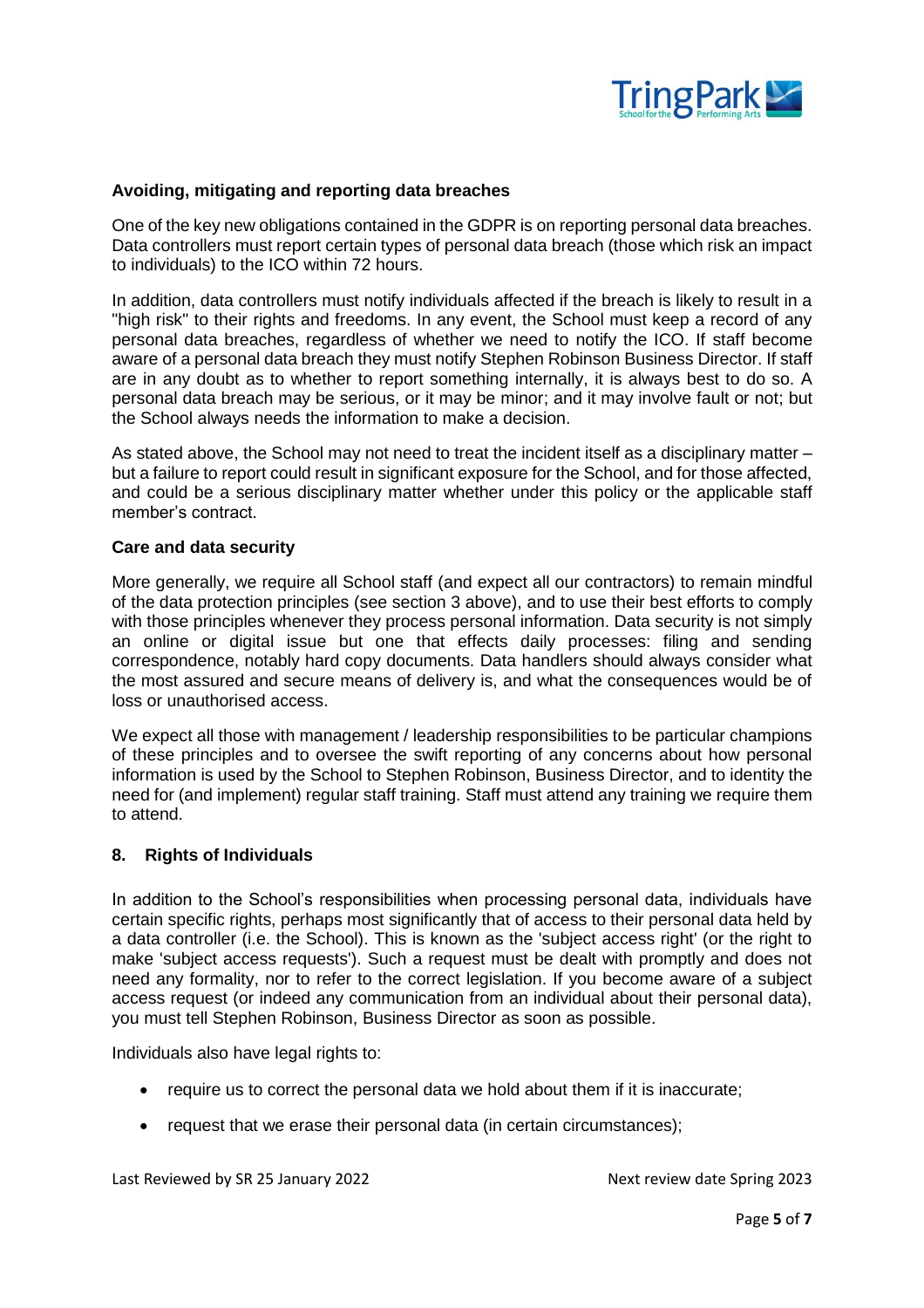**Avoiding, mitigating and reporting data breaches**

One of the key new obligations contained in the GDPR is on reporting personal data breaches. Data controllers must report certain types of personal data breach (those which risk an impact to individuals) to the ICO within 72 hours.

In addition, data controllers must notify individuals affected if the breach is likely to result in a "high risk" to their rights and freedoms. In any event, the School must keep a record of any personal data breaches, regardless of whether we need to notify the ICO. If staff become aware of a personal data breach they must notify Stephen Robinson Business Director. If staff are in any doubt as to whether to report something internally, it is always best to do so. A personal data breach may be serious, or it may be minor; and it may involve fault or not; but the School always needs the information to make a decision.

As stated above, the School may not need to treat the incident itself as a disciplinary matter – but a failure to report could result in significant exposure for the School, and for those affected, and could be a serious disciplinary matter whether under this policy or the applicable staff member's contract.

**Care and data security**

More generally, we require all School staff (and expect all our contractors) to remain mindful of the data protection principles (see section 3 above), and to use their best efforts to comply with those principles whenever they process personal information. Data security is not simply an online or digital issue but one that effects daily processes: filing and sending correspondence, notably hard copy documents. Data handlers should always consider what the most assured and secure means of delivery is, and what the consequences would be of loss or unauthorised access.

We expect all those with management / leadership responsibilities to be particular champions of these principles and to oversee the swift reporting of any concerns about how personal information is used by the School to Stephen Robinson, Business Director, and to identity the need for (and implement) regular staff training. Staff must attend any training we require them to attend.

## 8. Rights of Individuals

In addition to the School's responsibilities when processing personal data, individuals have certain specific rights, perhaps most significantly that of access to their personal data held by a data controller (i.e. the School). This is known as the 'subject access right' (or the right to make 'subject access requests'). Such a request must be dealt with promptly and does not need any formality, nor to refer to the correct legislation. If you become aware of a subject access request (or indeed any communication from an individual about their personal data), you must tell Stephen Robinson, Business Director as soon as possible.

Individuals also have legal rights to:

- require us to correct the personal data we hold about them if it is inaccurate;
- request that we erase their personal data (in certain circumstances);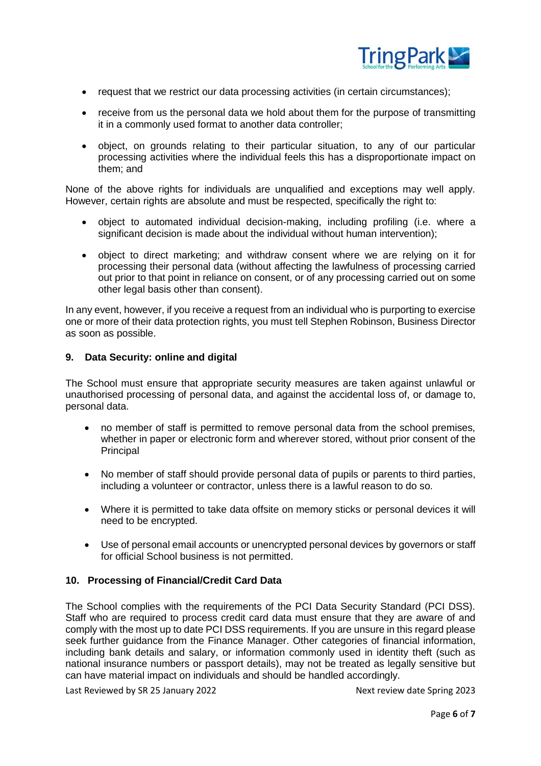- request that we restrict our data processing activities (in certain circumstances);
- receive from us the personal data we hold about them for the purpose of transmitting it in a commonly used format to another data controller;
- object, on grounds relating to their particular situation, to any of our particular processing activities where the individual feels this has a disproportionate impact on them; and

None of the above rights for individuals are unqualified and exceptions may well apply. However, certain rights are absolute and must be respected, specifically the right to:

- object to automated individual decision-making, including profiling (i.e. where a significant decision is made about the individual without human intervention);
- object to direct marketing; and withdraw consent where we are relying on it for processing their personal data (without affecting the lawfulness of processing carried out prior to that point in reliance on consent, or of any processing carried out on some other legal basis other than consent).

In any event, however, if you receive a request from an individual who is purporting to exercise one or more of their data protection rights, you must tell Stephen Robinson, Business Director as soon as possible.

## 9. Data Security: online and digital

The School must ensure that appropriate security measures are taken against unlawful or unauthorised processing of personal data, and against the accidental loss of, or damage to, personal data.

- no member of staff is permitted to remove personal data from the school premises, whether in paper or electronic form and wherever stored, without prior consent of the Principal
- No member of staff should provide personal data of pupils or parents to third parties, including a volunteer or contractor, unless there is a lawful reason to do so.
- Where it is permitted to take data offsite on memory sticks or personal devices it will need to be encrypted.
- Use of personal email accounts or unencrypted personal devices by governors or staff for official School business is not permitted.

## 10. Processing of Financial/Credit Card Data

The School complies with the requirements of the PCI Data Security Standard (PCI DSS). Staff who are required to process credit card data must ensure that they are aware of and comply with the most up to date PCI DSS requirements. If you are unsure in this regard please seek further guidance from the Finance Manager. Other categories of financial information, including bank details and salary, or information commonly used in identity theft (such as national insurance numbers or passport details), may not be treated as legally sensitive but can have material impact on individuals and should be handled accordingly.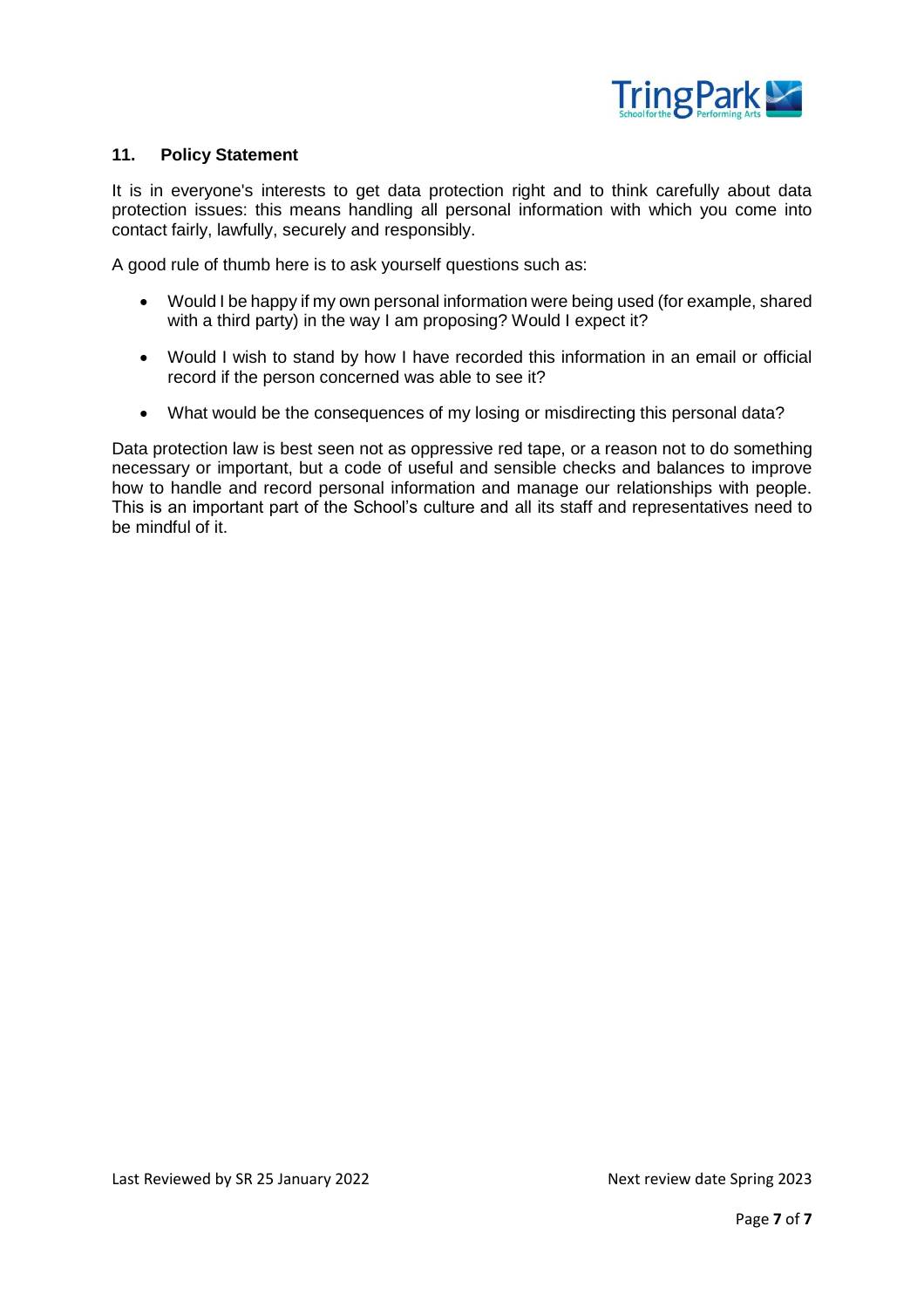## 11. Policy Statement

It is in everyone's interests to get data protection right and to think carefully about data protection issues: this means handling all personal information with which you come into contact fairly, lawfully, securely and responsibly.

A good rule of thumb here is to ask yourself questions such as:

- Would I be happy if my own personal information were being used (for example, shared with a third party) in the way I am proposing? Would I expect it?
- Would I wish to stand by how I have recorded this information in an email or official record if the person concerned was able to see it?
- What would be the consequences of my losing or misdirecting this personal data?

Data protection law is best seen not as oppressive red tape, or a reason not to do something necessary or important, but a code of useful and sensible checks and balances to improve how to handle and record personal information and manage our relationships with people. This is an important part of the School's culture and all its staff and representatives need to be mindful of it.